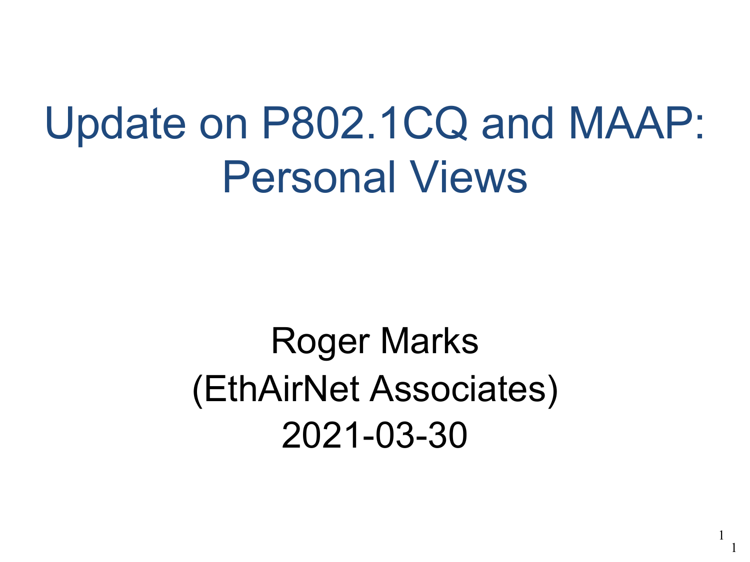# Update on P802.1CQ and MAAP: Personal Views

Roger Marks

(EthAirNet Associates)

2021-03-30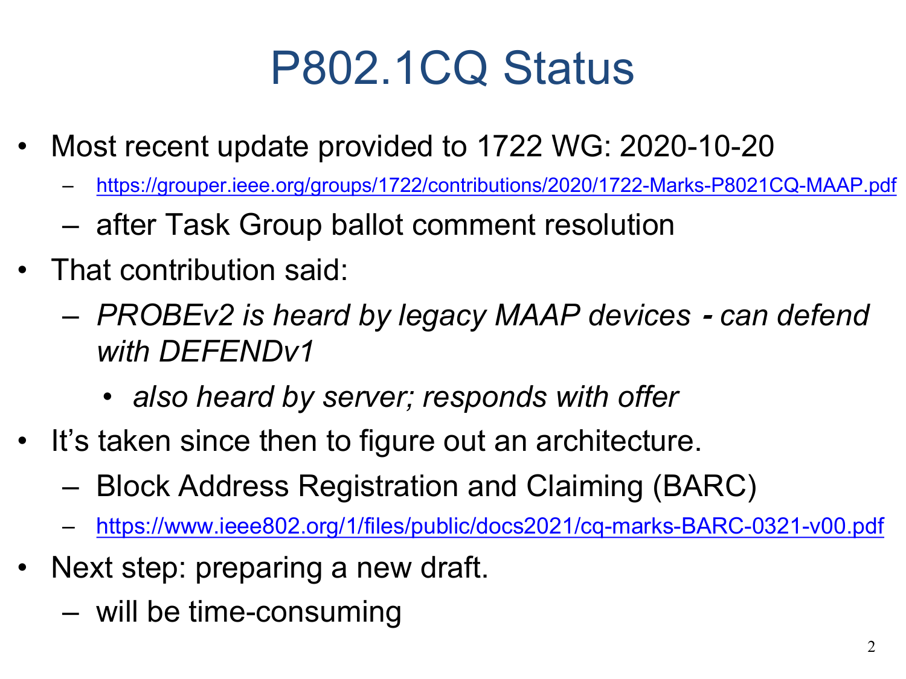# P802.1CQ Status

- Most recent update provided to 1722 WG: 2020-10-20
  - https://grouper.ieee.org/groups/1722/contributions/2020/1722-Marks-P8021CQ-MAAP.pdf
  - after Task Group ballot comment resolution
- That contribution said:
  - *PROBEv2 is heard by legacy MAAP devices* **-** *can defend with DEFENDv1*
    - *also heard by server; responds with offer*
- It's taken since then to figure out an architecture.
  - Block Address Registration and Claiming (BARC)
  - https://www.ieee802.org/1/files/public/docs2021/cq-marks-BARC-0321-v00.pdf
- Next step: preparing a new draft.
  - will be time-consuming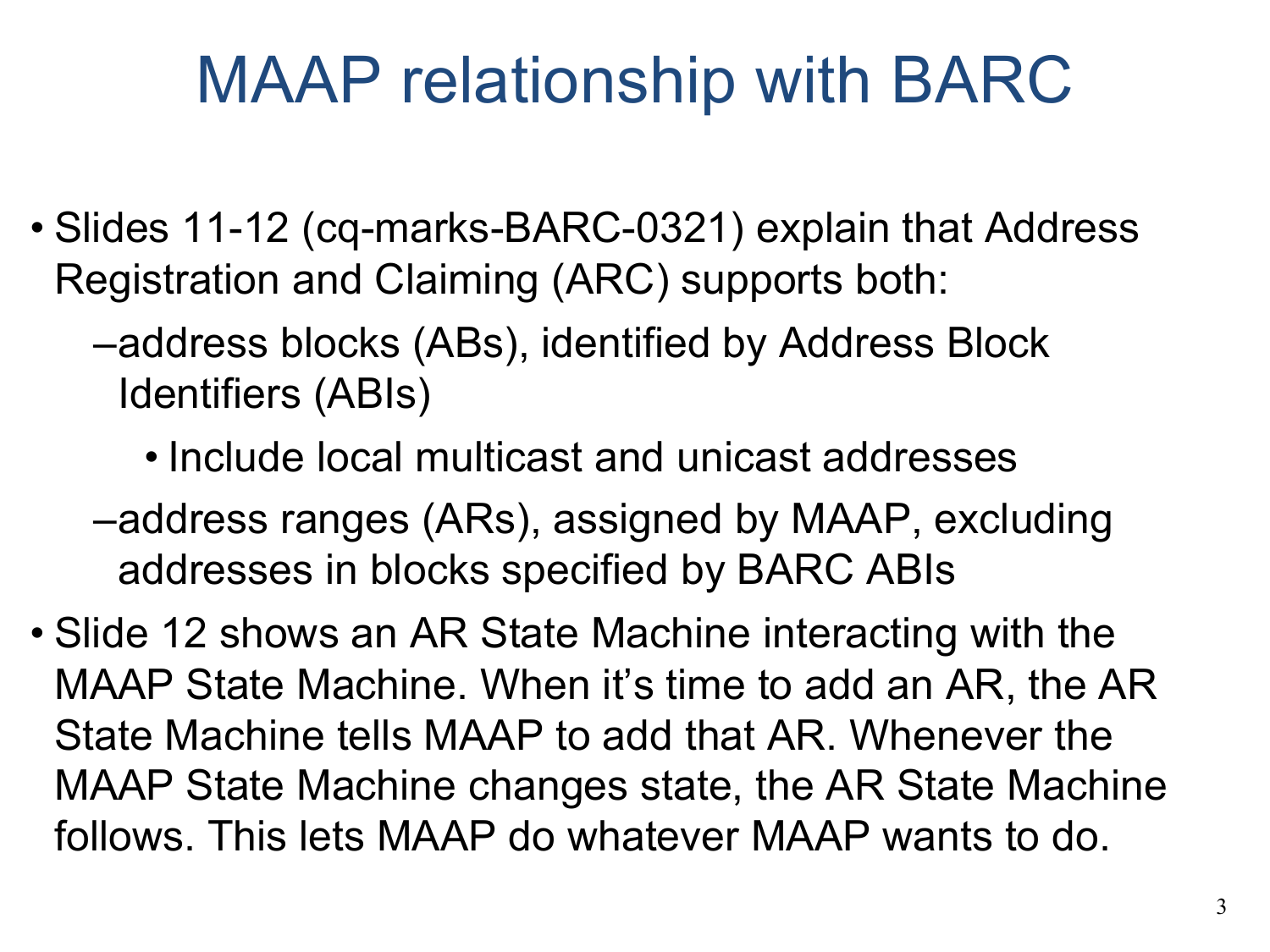# MAAP relationship with BARC

- Slides 11-12 (cq-marks-BARC-0321) explain that Address Registration and Claiming (ARC) supports both:
  - address blocks (ABs), identified by Address Block Identifiers (ABIs)
    - Include local multicast and unicast addresses
  - address ranges (ARs), assigned by MAAP, excluding addresses in blocks specified by BARC ABIs
- Slide 12 shows an AR State Machine interacting with the MAAP State Machine. When it's time to add an AR, the AR State Machine tells MAAP to add that AR. Whenever the MAAP State Machine changes state, the AR State Machine follows. This lets MAAP do whatever MAAP wants to do.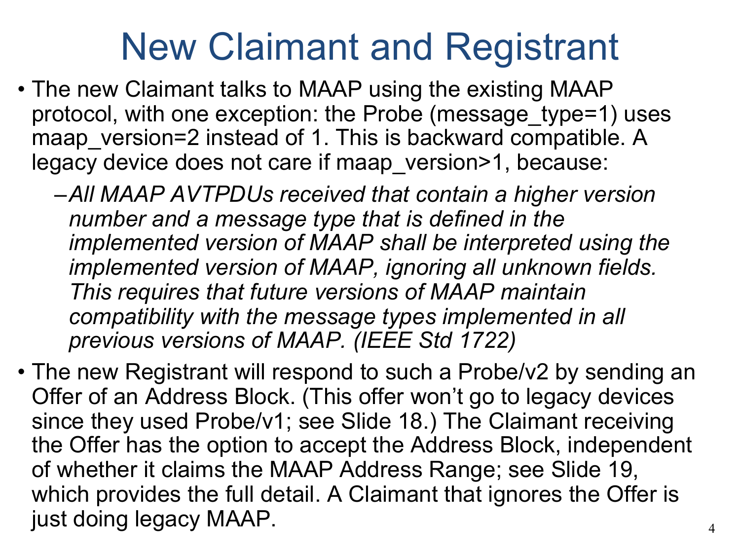# New Claimant and Registrant

- The new Claimant talks to MAAP using the existing MAAP protocol, with one exception: the Probe (message_type=1) uses maap_version=2 instead of 1. This is backward compatible. A legacy device does not care if maap_version>1, because:
  - *All MAAP AVTPDUs received that contain a higher version number and a message type that is defined in the implemented version of MAAP shall be interpreted using the implemented version of MAAP, ignoring all unknown fields. This requires that future versions of MAAP maintain compatibility with the message types implemented in all previous versions of MAAP. (IEEE Std 1722)*
- The new Registrant will respond to such a Probe/v2 by sending an Offer of an Address Block. (This offer won't go to legacy devices since they used Probe/v1; see Slide 18.) The Claimant receiving the Offer has the option to accept the Address Block, independent of whether it claims the MAAP Address Range; see Slide 19, which provides the full detail. A Claimant that ignores the Offer is just doing legacy MAAP.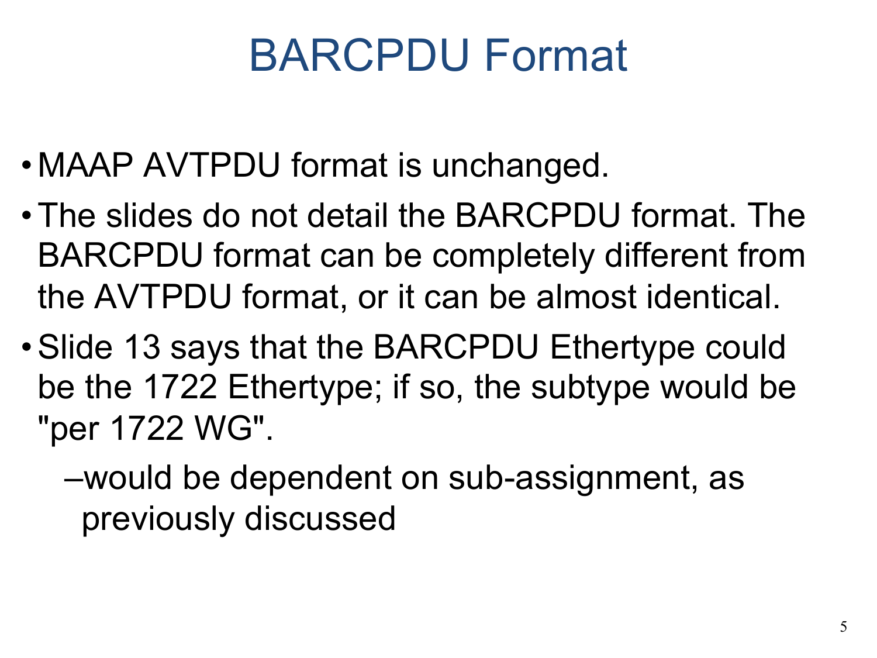# BARCPDU Format

- MAAP AVTPDU format is unchanged.
- The slides do not detail the BARCPDU format. The BARCPDU format can be completely different from the AVTPDU format, or it can be almost identical.
- Slide 13 says that the BARCPDU Ethertype could be the 1722 Ethertype; if so, the subtype would be "per 1722 WG".
  - would be dependent on sub-assignment, as previously discussed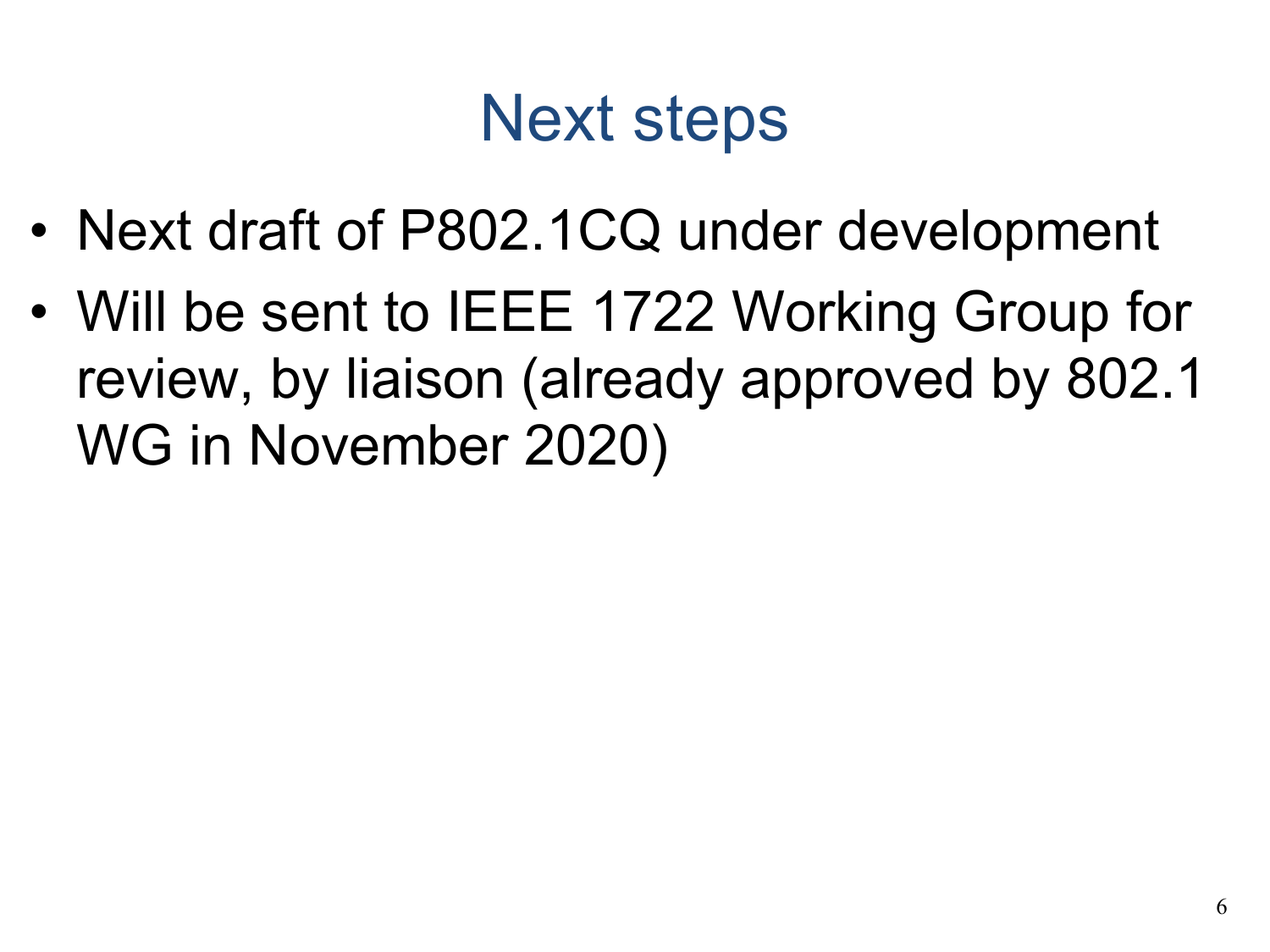# Next steps

- Next draft of P802.1CQ under development
- Will be sent to IEEE 1722 Working Group for review, by liaison (already approved by 802.1 WG in November 2020)